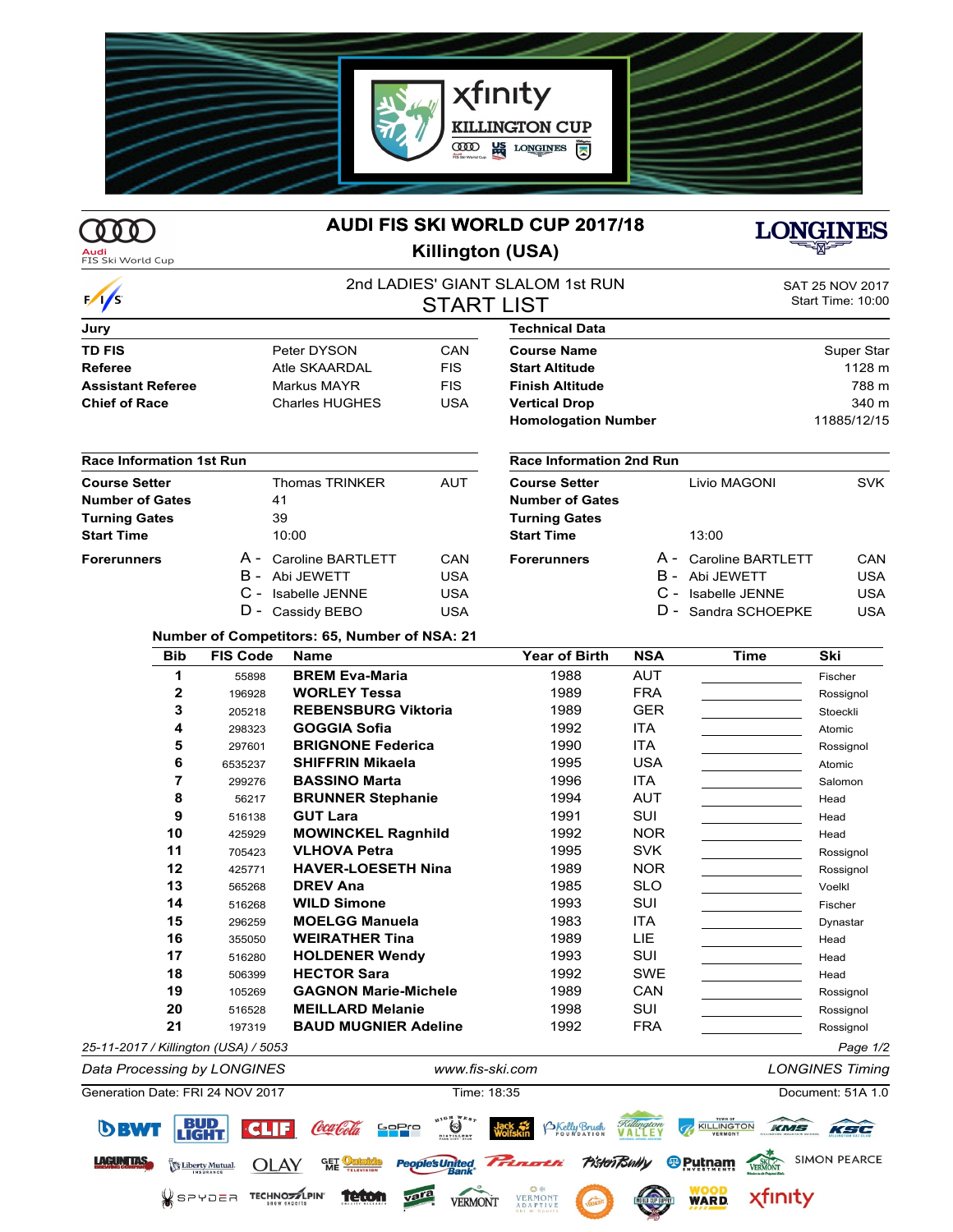# AUDI FIS SKI WORLD CUP 2017/18

## Killington (USA)

2nd LADIES' GIANT SLALOM 1st RUN

### START LIST

SAT 25 NOV 2017
Start Time: 10:00

| Jury | | |
|---|---|---|
| **TD FIS** | Peter DYSON | CAN |
| **Referee** | Atle SKAARDAL | FIS |
| **Assistant Referee** | Markus MAYR | FIS |
| **Chief of Race** | Charles HUGHES | USA |

| Technical Data | |
|---|---|
| **Course Name** | Super Star |
| **Start Altitude** | 1128 m |
| **Finish Altitude** | 788 m |
| **Vertical Drop** | 340 m |
| **Homologation Number** | 11885/12/15 |

| Race Information 1st Run | | |
|---|---|---|
| **Course Setter** | Thomas TRINKER | AUT |
| **Number of Gates** | 41 | |
| **Turning Gates** | 39 | |
| **Start Time** | 10:00 | |
| **Forerunners** | A - Caroline BARTLETT | CAN |
| | B - Abi JEWETT | USA |
| | C - Isabelle JENNE | USA |
| | D - Cassidy BEBO | USA |

| Race Information 2nd Run | | |
|---|---|---|
| **Course Setter** | Livio MAGONI | SVK |
| **Number of Gates** | | |
| **Turning Gates** | | |
| **Start Time** | 13:00 | |
| **Forerunners** | A - Caroline BARTLETT | CAN |
| | B - Abi JEWETT | USA |
| | C - Isabelle JENNE | USA |
| | D - Sandra SCHOEPKE | USA |

**Number of Competitors: 65, Number of NSA: 21**

| Bib | FIS Code | Name | Year of Birth | NSA | Time | Ski |
|---|---|---|---|---|---|---|
| 1 | 55898 | **BREM Eva-Maria** | 1988 | AUT | | Fischer |
| 2 | 196928 | **WORLEY Tessa** | 1989 | FRA | | Rossignol |
| 3 | 205218 | **REBENSBURG Viktoria** | 1989 | GER | | Stoeckli |
| 4 | 298323 | **GOGGIA Sofia** | 1992 | ITA | | Atomic |
| 5 | 297601 | **BRIGNONE Federica** | 1990 | ITA | | Rossignol |
| 6 | 6535237 | **SHIFFRIN Mikaela** | 1995 | USA | | Atomic |
| 7 | 299276 | **BASSINO Marta** | 1996 | ITA | | Salomon |
| 8 | 56217 | **BRUNNER Stephanie** | 1994 | AUT | | Head |
| 9 | 516138 | **GUT Lara** | 1991 | SUI | | Head |
| 10 | 425929 | **MOWINCKEL Ragnhild** | 1992 | NOR | | Head |
| 11 | 705423 | **VLHOVA Petra** | 1995 | SVK | | Rossignol |
| 12 | 425771 | **HAVER-LOESETH Nina** | 1989 | NOR | | Rossignol |
| 13 | 565268 | **DREV Ana** | 1985 | SLO | | Voelkl |
| 14 | 516268 | **WILD Simone** | 1993 | SUI | | Fischer |
| 15 | 296259 | **MOELGG Manuela** | 1983 | ITA | | Dynastar |
| 16 | 355050 | **WEIRATHER Tina** | 1989 | LIE | | Head |
| 17 | 516280 | **HOLDENER Wendy** | 1993 | SUI | | Head |
| 18 | 506399 | **HECTOR Sara** | 1992 | SWE | | Head |
| 19 | 105269 | **GAGNON Marie-Michele** | 1989 | CAN | | Rossignol |
| 20 | 516528 | **MEILLARD Melanie** | 1998 | SUI | | Rossignol |
| 21 | 197319 | **BAUD MUGNIER Adeline** | 1992 | FRA | | Rossignol |

*25-11-2017 / Killington (USA) / 5053*

*Data Processing by LONGINES* — *www.fis-ski.com* — *LONGINES Timing*

Generation Date: FRI 24 NOV 2017 — Time: 18:35 — Document: 51A 1.0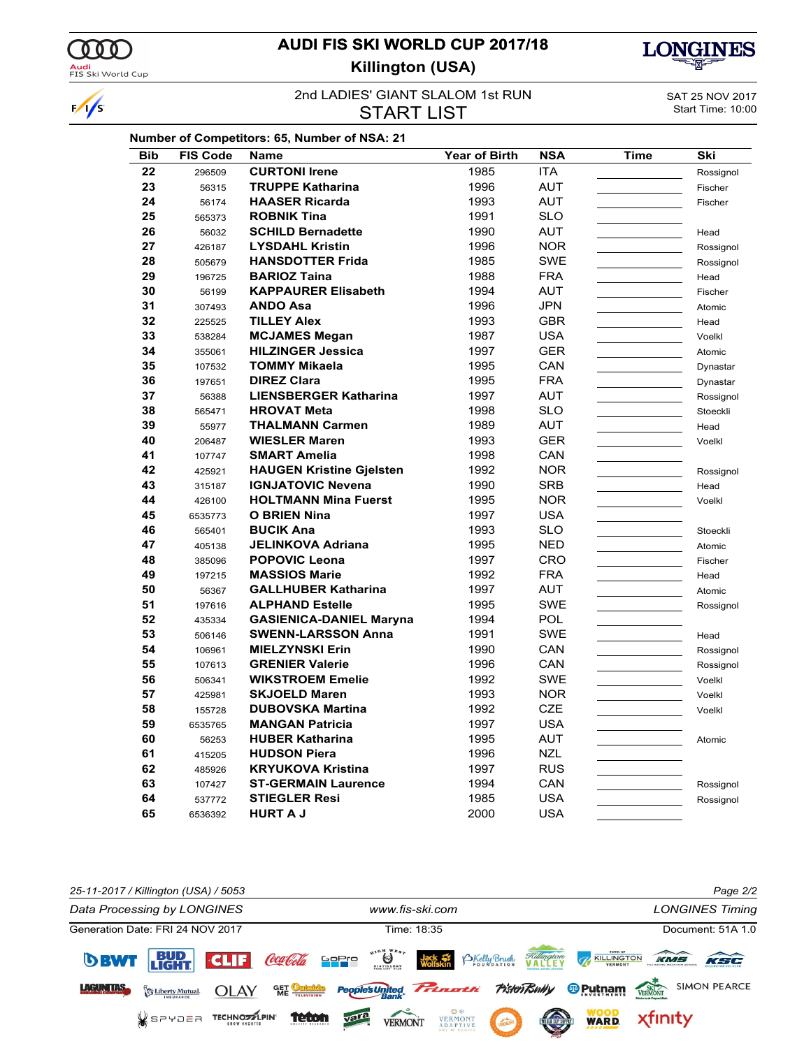# AUDI FIS SKI WORLD CUP 2017/18

## Killington (USA)

### 2nd LADIES' GIANT SLALOM 1st RUN

### START LIST

SAT 25 NOV 2017
Start Time: 10:00

**Number of Competitors: 65, Number of NSA: 21**

| Bib | FIS Code | Name | Year of Birth | NSA | Time | Ski |
|---|---|---|---|---|---|---|
| 22 | 296509 | CURTONI Irene | 1985 | ITA | | Rossignol |
| 23 | 56315 | TRUPPE Katharina | 1996 | AUT | | Fischer |
| 24 | 56174 | HAASER Ricarda | 1993 | AUT | | Fischer |
| 25 | 565373 | ROBNIK Tina | 1991 | SLO | | |
| 26 | 56032 | SCHILD Bernadette | 1990 | AUT | | Head |
| 27 | 426187 | LYSDAHL Kristin | 1996 | NOR | | Rossignol |
| 28 | 505679 | HANSDOTTER Frida | 1985 | SWE | | Rossignol |
| 29 | 196725 | BARIOZ Taina | 1988 | FRA | | Head |
| 30 | 56199 | KAPPAURER Elisabeth | 1994 | AUT | | Fischer |
| 31 | 307493 | ANDO Asa | 1996 | JPN | | Atomic |
| 32 | 225525 | TILLEY Alex | 1993 | GBR | | Head |
| 33 | 538284 | MCJAMES Megan | 1987 | USA | | Voelkl |
| 34 | 355061 | HILZINGER Jessica | 1997 | GER | | Atomic |
| 35 | 107532 | TOMMY Mikaela | 1995 | CAN | | Dynastar |
| 36 | 197651 | DIREZ Clara | 1995 | FRA | | Dynastar |
| 37 | 56388 | LIENSBERGER Katharina | 1997 | AUT | | Rossignol |
| 38 | 565471 | HROVAT Meta | 1998 | SLO | | Stoeckli |
| 39 | 55977 | THALMANN Carmen | 1989 | AUT | | Head |
| 40 | 206487 | WIESLER Maren | 1993 | GER | | Voelkl |
| 41 | 107747 | SMART Amelia | 1998 | CAN | | |
| 42 | 425921 | HAUGEN Kristine Gjelsten | 1992 | NOR | | Rossignol |
| 43 | 315187 | IGNJATOVIC Nevena | 1990 | SRB | | Head |
| 44 | 426100 | HOLTMANN Mina Fuerst | 1995 | NOR | | Voelkl |
| 45 | 6535773 | O BRIEN Nina | 1997 | USA | | |
| 46 | 565401 | BUCIK Ana | 1993 | SLO | | Stoeckli |
| 47 | 405138 | JELINKOVA Adriana | 1995 | NED | | Atomic |
| 48 | 385096 | POPOVIC Leona | 1997 | CRO | | Fischer |
| 49 | 197215 | MASSIOS Marie | 1992 | FRA | | Head |
| 50 | 56367 | GALLHUBER Katharina | 1997 | AUT | | Atomic |
| 51 | 197616 | ALPHAND Estelle | 1995 | SWE | | Rossignol |
| 52 | 435334 | GASIENICA-DANIEL Maryna | 1994 | POL | | |
| 53 | 506146 | SWENN-LARSSON Anna | 1991 | SWE | | Head |
| 54 | 106961 | MIELZYNSKI Erin | 1990 | CAN | | Rossignol |
| 55 | 107613 | GRENIER Valerie | 1996 | CAN | | Rossignol |
| 56 | 506341 | WIKSTROEM Emelie | 1992 | SWE | | Voelkl |
| 57 | 425981 | SKJOELD Maren | 1993 | NOR | | Voelkl |
| 58 | 155728 | DUBOVSKA Martina | 1992 | CZE | | Voelkl |
| 59 | 6535765 | MANGAN Patricia | 1997 | USA | | |
| 60 | 56253 | HUBER Katharina | 1995 | AUT | | Atomic |
| 61 | 415205 | HUDSON Piera | 1996 | NZL | | |
| 62 | 485926 | KRYUKOVA Kristina | 1997 | RUS | | |
| 63 | 107427 | ST-GERMAIN Laurence | 1994 | CAN | | Rossignol |
| 64 | 537772 | STIEGLER Resi | 1985 | USA | | Rossignol |
| 65 | 6536392 | HURT A J | 2000 | USA | | |

*25-11-2017 / Killington (USA) / 5053*

*Data Processing by LONGINES* — *www.fis-ski.com* — *LONGINES Timing*

Generation Date: FRI 24 NOV 2017 — Time: 18:35 — Document: 51A 1.0